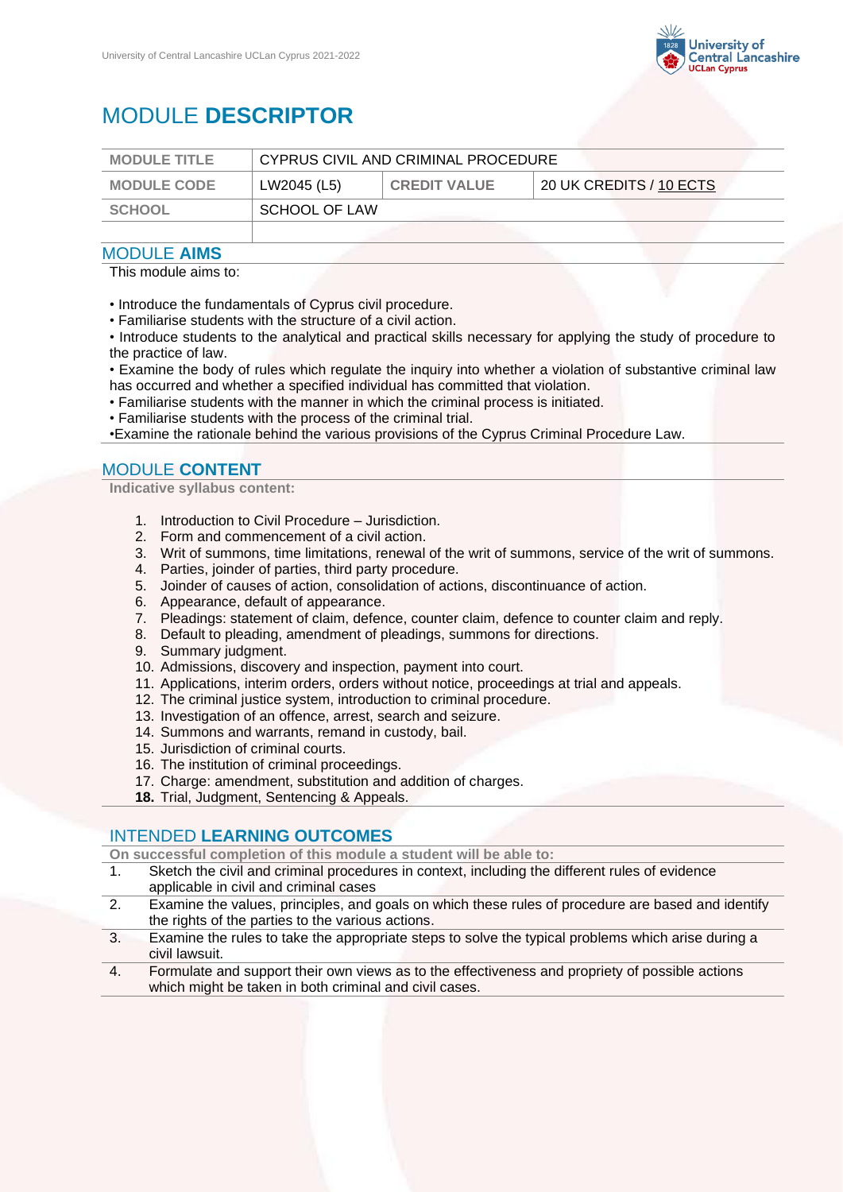# MODULE **DESCRIPTOR**

| MODULE TITLE | CYPRUS CIVIL AND CRIMINAL PROCEDURE | | |
|---|---|---|---|
| MODULE CODE | LW2045 (L5) | CREDIT VALUE | 20 UK CREDITS / 10 ECTS |
| SCHOOL | SCHOOL OF LAW | | |
| | | | |

## MODULE **AIMS**

This module aims to:

- Introduce the fundamentals of Cyprus civil procedure.
- Familiarise students with the structure of a civil action.
- Introduce students to the analytical and practical skills necessary for applying the study of procedure to the practice of law.
- Examine the body of rules which regulate the inquiry into whether a violation of substantive criminal law has occurred and whether a specified individual has committed that violation.
- Familiarise students with the manner in which the criminal process is initiated.
- Familiarise students with the process of the criminal trial.
- Examine the rationale behind the various provisions of the Cyprus Criminal Procedure Law.

## MODULE **CONTENT**

**Indicative syllabus content:**

1. Introduction to Civil Procedure – Jurisdiction.
2. Form and commencement of a civil action.
3. Writ of summons, time limitations, renewal of the writ of summons, service of the writ of summons.
4. Parties, joinder of parties, third party procedure.
5. Joinder of causes of action, consolidation of actions, discontinuance of action.
6. Appearance, default of appearance.
7. Pleadings: statement of claim, defence, counter claim, defence to counter claim and reply.
8. Default to pleading, amendment of pleadings, summons for directions.
9. Summary judgment.
10. Admissions, discovery and inspection, payment into court.
11. Applications, interim orders, orders without notice, proceedings at trial and appeals.
12. The criminal justice system, introduction to criminal procedure.
13. Investigation of an offence, arrest, search and seizure.
14. Summons and warrants, remand in custody, bail.
15. Jurisdiction of criminal courts.
16. The institution of criminal proceedings.
17. Charge: amendment, substitution and addition of charges.
18. Trial, Judgment, Sentencing & Appeals.

## INTENDED **LEARNING OUTCOMES**

**On successful completion of this module a student will be able to:**

1. Sketch the civil and criminal procedures in context, including the different rules of evidence applicable in civil and criminal cases
2. Examine the values, principles, and goals on which these rules of procedure are based and identify the rights of the parties to the various actions.
3. Examine the rules to take the appropriate steps to solve the typical problems which arise during a civil lawsuit.
4. Formulate and support their own views as to the effectiveness and propriety of possible actions which might be taken in both criminal and civil cases.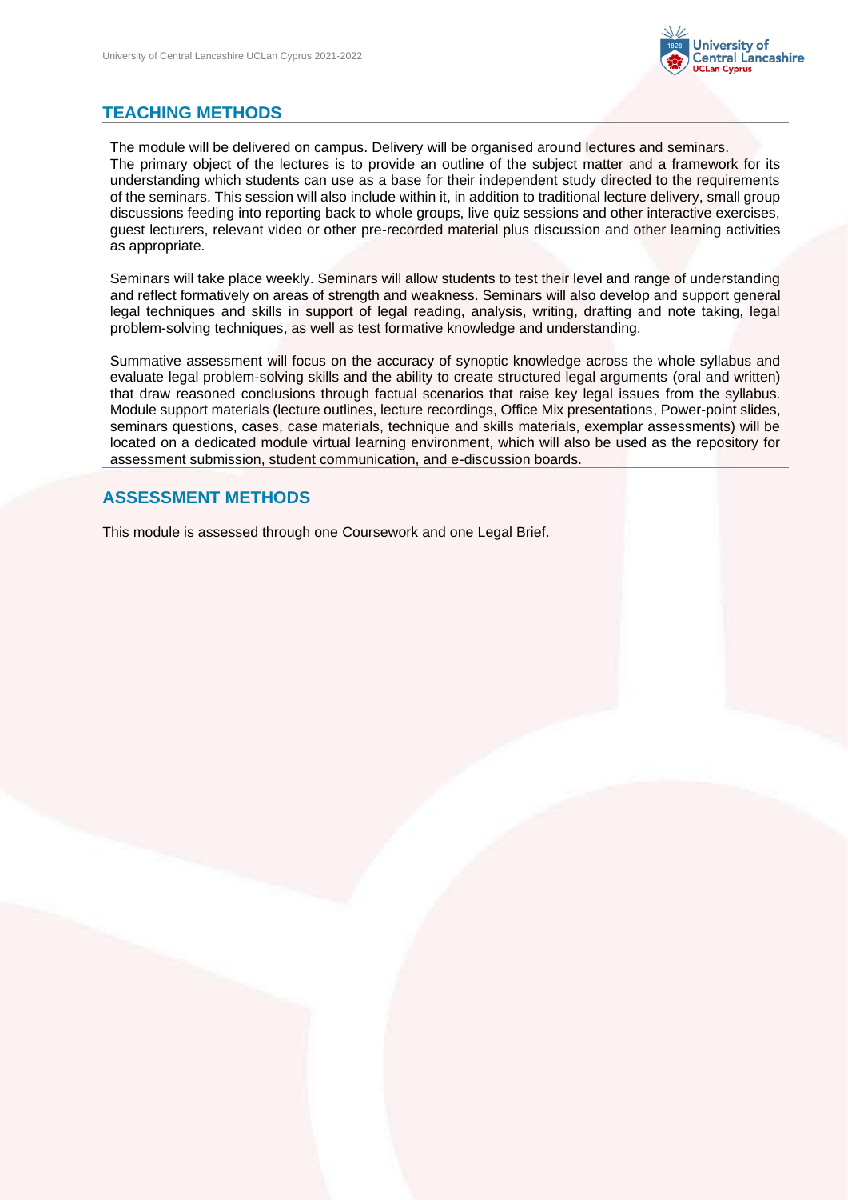## TEACHING METHODS

The module will be delivered on campus. Delivery will be organised around lectures and seminars.
The primary object of the lectures is to provide an outline of the subject matter and a framework for its understanding which students can use as a base for their independent study directed to the requirements of the seminars. This session will also include within it, in addition to traditional lecture delivery, small group discussions feeding into reporting back to whole groups, live quiz sessions and other interactive exercises, guest lecturers, relevant video or other pre-recorded material plus discussion and other learning activities as appropriate.

Seminars will take place weekly. Seminars will allow students to test their level and range of understanding and reflect formatively on areas of strength and weakness. Seminars will also develop and support general legal techniques and skills in support of legal reading, analysis, writing, drafting and note taking, legal problem-solving techniques, as well as test formative knowledge and understanding.

Summative assessment will focus on the accuracy of synoptic knowledge across the whole syllabus and evaluate legal problem-solving skills and the ability to create structured legal arguments (oral and written) that draw reasoned conclusions through factual scenarios that raise key legal issues from the syllabus. Module support materials (lecture outlines, lecture recordings, Office Mix presentations, Power-point slides, seminars questions, cases, case materials, technique and skills materials, exemplar assessments) will be located on a dedicated module virtual learning environment, which will also be used as the repository for assessment submission, student communication, and e-discussion boards.

## ASSESSMENT METHODS

This module is assessed through one Coursework and one Legal Brief.